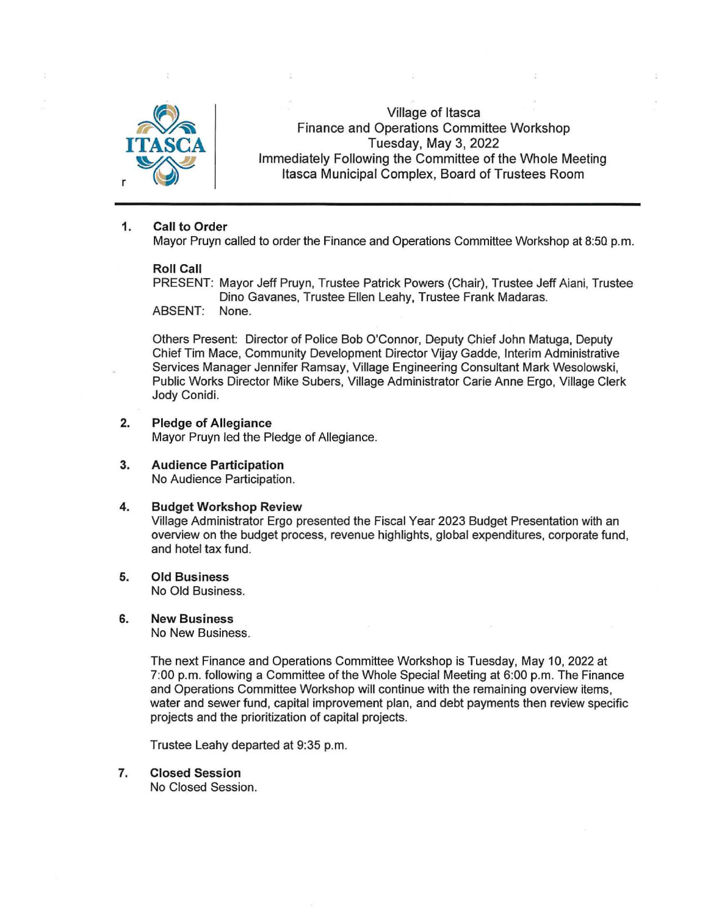# Village of Itasca
## Finance and Operations Committee Workshop
**Tuesday, May 3, 2022**
**Immediately Following the Committee of the Whole Meeting**
**Itasca Municipal Complex, Board of Trustees Room**

---

1. **Call to Order**
   Mayor Pruyn called to order the Finance and Operations Committee Workshop at 8:50 p.m.

   **Roll Call**
   PRESENT: Mayor Jeff Pruyn, Trustee Patrick Powers (Chair), Trustee Jeff Aiani, Trustee Dino Gavanes, Trustee Ellen Leahy, Trustee Frank Madaras.
   ABSENT: None.

   Others Present: Director of Police Bob O'Connor, Deputy Chief John Matuga, Deputy Chief Tim Mace, Community Development Director Vijay Gadde, Interim Administrative Services Manager Jennifer Ramsay, Village Engineering Consultant Mark Wesolowski, Public Works Director Mike Subers, Village Administrator Carie Anne Ergo, Village Clerk Jody Conidi.

2. **Pledge of Allegiance**
   Mayor Pruyn led the Pledge of Allegiance.

3. **Audience Participation**
   No Audience Participation.

4. **Budget Workshop Review**
   Village Administrator Ergo presented the Fiscal Year 2023 Budget Presentation with an overview on the budget process, revenue highlights, global expenditures, corporate fund, and hotel tax fund.

5. **Old Business**
   No Old Business.

6. **New Business**
   No New Business.

   The next Finance and Operations Committee Workshop is Tuesday, May 10, 2022 at 7:00 p.m. following a Committee of the Whole Special Meeting at 6:00 p.m. The Finance and Operations Committee Workshop will continue with the remaining overview items, water and sewer fund, capital improvement plan, and debt payments then review specific projects and the prioritization of capital projects.

   Trustee Leahy departed at 9:35 p.m.

7. **Closed Session**
   No Closed Session.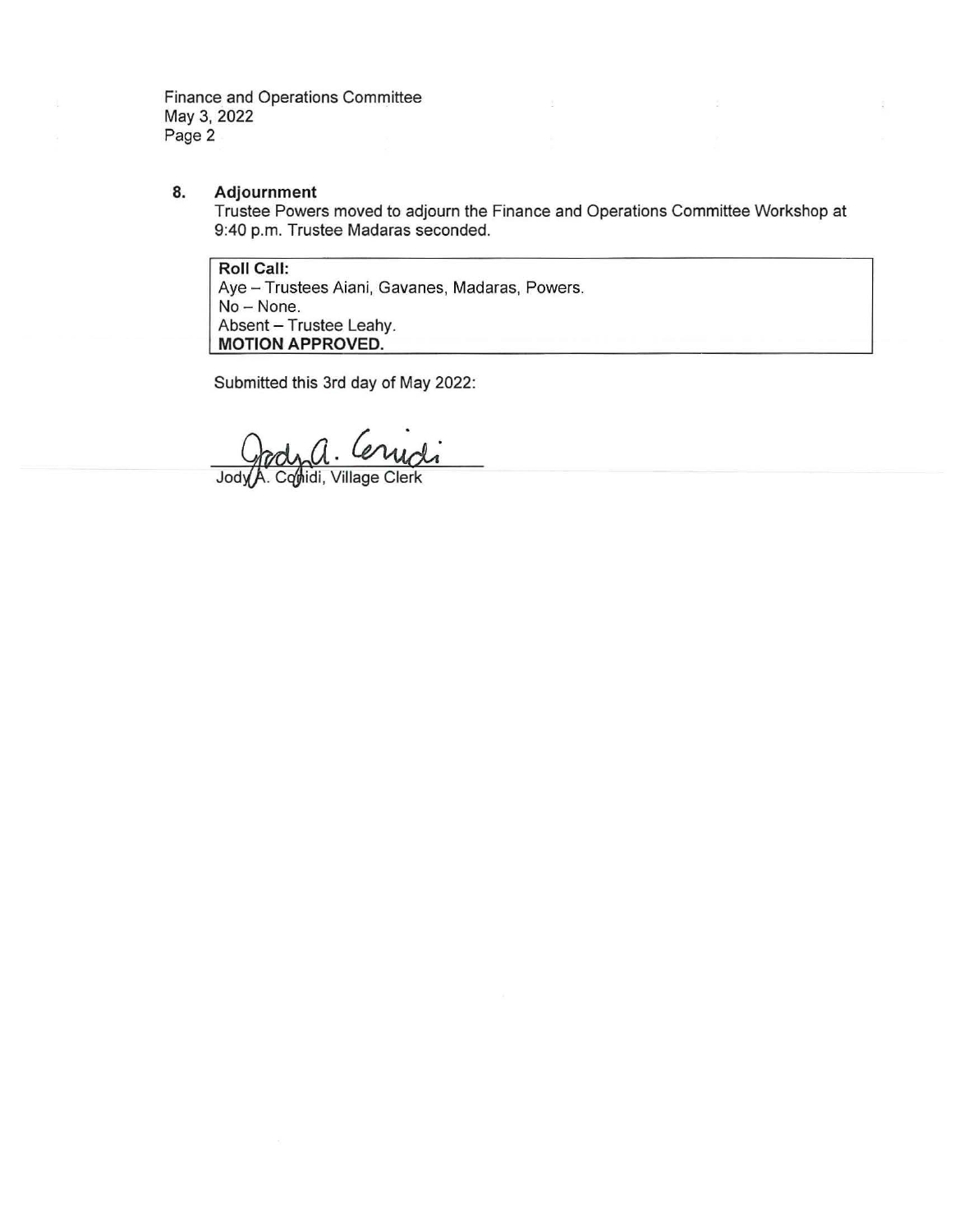## 8. Adjournment

Trustee Powers moved to adjourn the Finance and Operations Committee Workshop at 9:40 p.m. Trustee Madaras seconded.

**Roll Call:**
Aye – Trustees Aiani, Gavanes, Madaras, Powers.
No – None.
Absent – Trustee Leahy.
**MOTION APPROVED.**

Submitted this 3rd day of May 2022:

Jody A. Conidi, Village Clerk